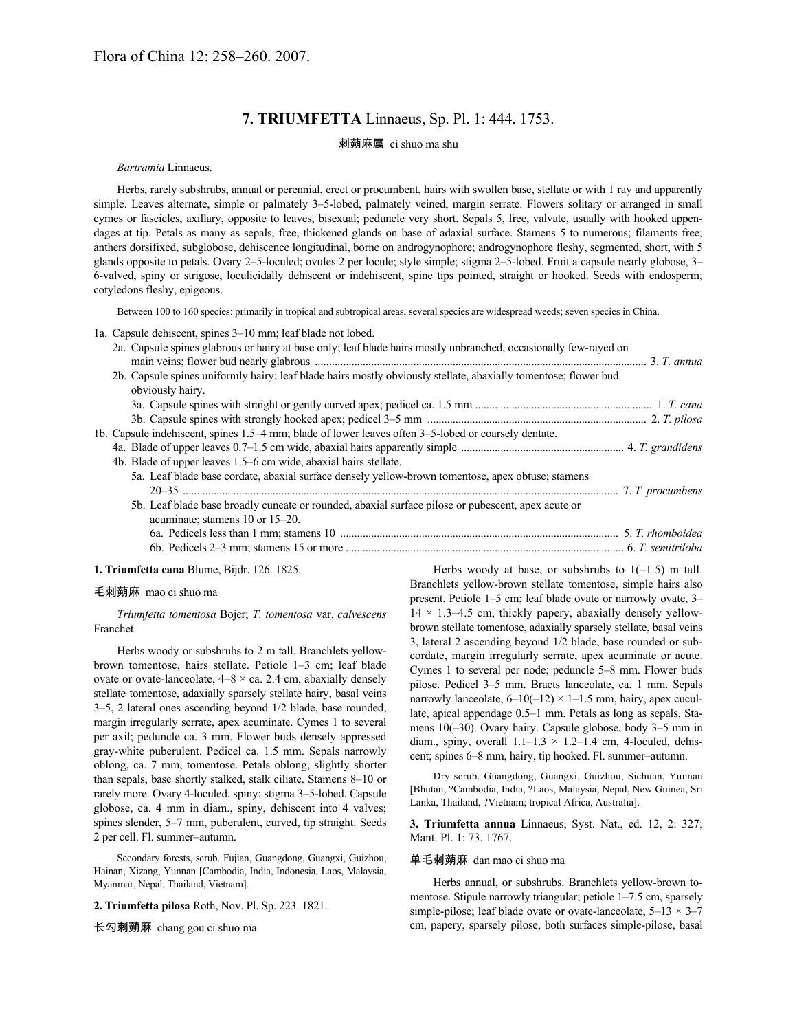Flora of China 12: 258–260. 2007.

# 7. TRIUMFETTA Linnaeus, Sp. Pl. 1: 444. 1753.

刺蒴麻属 ci shuo ma shu

*Bartramia* Linnaeus.

Herbs, rarely subshrubs, annual or perennial, erect or procumbent, hairs with swollen base, stellate or with 1 ray and apparently simple. Leaves alternate, simple or palmately 3–5-lobed, palmately veined, margin serrate. Flowers solitary or arranged in small cymes or fascicles, axillary, opposite to leaves, bisexual; peduncle very short. Sepals 5, free, valvate, usually with hooked appendages at tip. Petals as many as sepals, free, thickened glands on base of adaxial surface. Stamens 5 to numerous; filaments free; anthers dorsifixed, subglobose, dehiscence longitudinal, borne on androgynophore; androgynophore fleshy, segmented, short, with 5 glands opposite to petals. Ovary 2–5-loculed; ovules 2 per locule; style simple; stigma 2–5-lobed. Fruit a capsule nearly globose, 3–6-valved, spiny or strigose, loculicidally dehiscent or indehiscent, spine tips pointed, straight or hooked. Seeds with endosperm; cotyledons fleshy, epigeous.

Between 100 to 160 species: primarily in tropical and subtropical areas, several species are widespread weeds; seven species in China.

1a. Capsule dehiscent, spines 3–10 mm; leaf blade not lobed.
  2a. Capsule spines glabrous or hairy at base only; leaf blade hairs mostly unbranched, occasionally few-rayed on main veins; flower bud nearly glabrous ..................... 3. *T. annua*
  2b. Capsule spines uniformly hairy; leaf blade hairs mostly obviously stellate, abaxially tomentose; flower bud obviously hairy.
    3a. Capsule spines with straight or gently curved apex; pedicel ca. 1.5 mm ..................... 1. *T. cana*
    3b. Capsule spines with strongly hooked apex; pedicel 3–5 mm ..................... 2. *T. pilosa*
1b. Capsule indehiscent, spines 1.5–4 mm; blade of lower leaves often 3–5-lobed or coarsely dentate.
  4a. Blade of upper leaves 0.7–1.5 cm wide, abaxial hairs apparently simple ..................... 4. *T. grandidens*
  4b. Blade of upper leaves 1.5–6 cm wide, abaxial hairs stellate.
    5a. Leaf blade base cordate, abaxial surface densely yellow-brown tomentose, apex obtuse; stamens 20–35 ..................... 7. *T. procumbens*
    5b. Leaf blade base broadly cuneate or rounded, abaxial surface pilose or pubescent, apex acute or acuminate; stamens 10 or 15–20.
      6a. Pedicels less than 1 mm; stamens 10 ..................... 5. *T. rhomboidea*
      6b. Pedicels 2–3 mm; stamens 15 or more ..................... 6. *T. semitriloba*

**1. Triumfetta cana** Blume, Bijdr. 126. 1825.

毛刺蒴麻 mao ci shuo ma

*Triumfetta tomentosa* Bojer; *T. tomentosa* var. *calvescens* Franchet.

Herbs woody or subshrubs to 2 m tall. Branchlets yellow-brown tomentose, hairs stellate. Petiole 1–3 cm; leaf blade ovate or ovate-lanceolate, 4–8 × ca. 2.4 cm, abaxially densely stellate tomentose, adaxially sparsely stellate hairy, basal veins 3–5, 2 lateral ones ascending beyond 1/2 blade, base rounded, margin irregularly serrate, apex acuminate. Cymes 1 to several per axil; peduncle ca. 3 mm. Flower buds densely appressed gray-white puberulent. Pedicel ca. 1.5 mm. Sepals narrowly oblong, ca. 7 mm, tomentose. Petals oblong, slightly shorter than sepals, base shortly stalked, stalk ciliate. Stamens 8–10 or rarely more. Ovary 4-loculed, spiny; stigma 3–5-lobed. Capsule globose, ca. 4 mm in diam., spiny, dehiscent into 4 valves; spines slender, 5–7 mm, puberulent, curved, tip straight. Seeds 2 per cell. Fl. summer–autumn.

Secondary forests, scrub. Fujian, Guangdong, Guangxi, Guizhou, Hainan, Xizang, Yunnan [Cambodia, India, Indonesia, Laos, Malaysia, Myanmar, Nepal, Thailand, Vietnam].

**2. Triumfetta pilosa** Roth, Nov. Pl. Sp. 223. 1821.

长勾刺蒴麻 chang gou ci shuo ma

Herbs woody at base, or subshrubs to 1(–1.5) m tall. Branchlets yellow-brown stellate tomentose, simple hairs also present. Petiole 1–5 cm; leaf blade ovate or narrowly ovate, 3–14 × 1.3–4.5 cm, thickly papery, abaxially densely yellow-brown stellate tomentose, adaxially sparsely stellate, basal veins 3, lateral 2 ascending beyond 1/2 blade, base rounded or subcordate, margin irregularly serrate, apex acuminate or acute. Cymes 1 to several per node; peduncle 5–8 mm. Flower buds pilose. Pedicel 3–5 mm. Bracts lanceolate, ca. 1 mm. Sepals narrowly lanceolate, 6–10(–12) × 1–1.5 mm, hairy, apex cucullate, apical appendage 0.5–1 mm. Petals as long as sepals. Stamens 10(–30). Ovary hairy. Capsule globose, body 3–5 mm in diam., spiny, overall 1.1–1.3 × 1.2–1.4 cm, 4-loculed, dehiscent; spines 6–8 mm, hairy, tip hooked. Fl. summer–autumn.

Dry scrub. Guangdong, Guangxi, Guizhou, Sichuan, Yunnan [Bhutan, ?Cambodia, India, ?Laos, Malaysia, Nepal, New Guinea, Sri Lanka, Thailand, ?Vietnam; tropical Africa, Australia].

**3. Triumfetta annua** Linnaeus, Syst. Nat., ed. 12, 2: 327; Mant. Pl. 1: 73. 1767.

单毛刺蒴麻 dan mao ci shuo ma

Herbs annual, or subshrubs. Branchlets yellow-brown tomentose. Stipule narrowly triangular; petiole 1–7.5 cm, sparsely simple-pilose; leaf blade ovate or ovate-lanceolate, 5–13 × 3–7 cm, papery, sparsely pilose, both surfaces simple-pilose, basal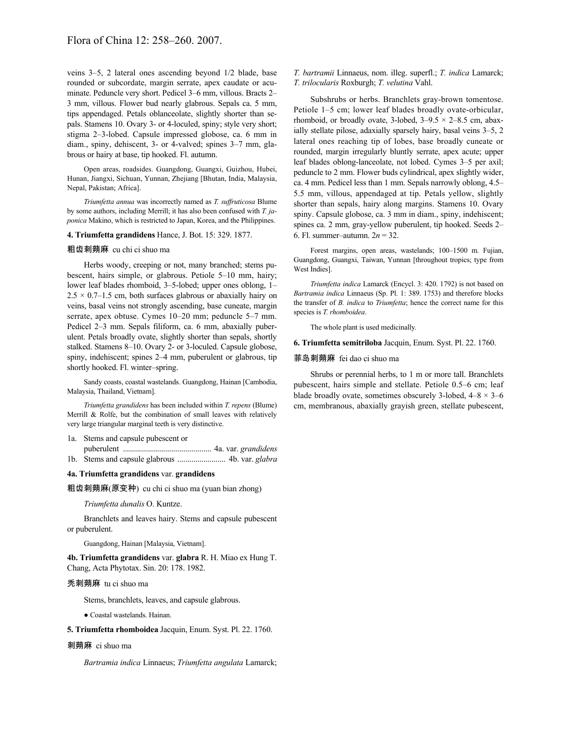veins 3–5, 2 lateral ones ascending beyond 1/2 blade, base rounded or subcordate, margin serrate, apex caudate or acuminate. Peduncle very short. Pedicel 3–6 mm, villous. Bracts 2–3 mm, villous. Flower bud nearly glabrous. Sepals ca. 5 mm, tips appendaged. Petals oblanceolate, slightly shorter than sepals. Stamens 10. Ovary 3- or 4-loculed, spiny; style very short; stigma 2–3-lobed. Capsule impressed globose, ca. 6 mm in diam., spiny, dehiscent, 3- or 4-valved; spines 3–7 mm, glabrous or hairy at base, tip hooked. Fl. autumn.

Open areas, roadsides. Guangdong, Guangxi, Guizhou, Hubei, Hunan, Jiangxi, Sichuan, Yunnan, Zhejiang [Bhutan, India, Malaysia, Nepal, Pakistan; Africa].

*Triumfetta annua* was incorrectly named as *T. suffruticosa* Blume by some authors, including Merrill; it has also been confused with *T. japonica* Makino, which is restricted to Japan, Korea, and the Philippines.

**4. Triumfetta grandidens** Hance, J. Bot. 15: 329. 1877.

粗齿刺蒴麻 cu chi ci shuo ma

Herbs woody, creeping or not, many branched; stems pubescent, hairs simple, or glabrous. Petiole 5–10 mm, hairy; lower leaf blades rhomboid, 3–5-lobed; upper ones oblong, 1–2.5 × 0.7–1.5 cm, both surfaces glabrous or abaxially hairy on veins, basal veins not strongly ascending, base cuneate, margin serrate, apex obtuse. Cymes 10–20 mm; peduncle 5–7 mm. Pedicel 2–3 mm. Sepals filiform, ca. 6 mm, abaxially puberulent. Petals broadly ovate, slightly shorter than sepals, shortly stalked. Stamens 8–10. Ovary 2- or 3-loculed. Capsule globose, spiny, indehiscent; spines 2–4 mm, puberulent or glabrous, tip shortly hooked. Fl. winter–spring.

Sandy coasts, coastal wastelands. Guangdong, Hainan [Cambodia, Malaysia, Thailand, Vietnam].

*Triumfetta grandidens* has been included within *T. repens* (Blume) Merrill & Rolfe, but the combination of small leaves with relatively very large triangular marginal teeth is very distinctive.

1a. Stems and capsule pubescent or puberulent ............................................ 4a. var. *grandidens*
1b. Stems and capsule glabrous ........................ 4b. var. *glabra*

**4a. Triumfetta grandidens** var. **grandidens**

粗齿刺蒴麻(原变种) cu chi ci shuo ma (yuan bian zhong)

*Triumfetta dunalis* O. Kuntze.

Branchlets and leaves hairy. Stems and capsule pubescent or puberulent.

Guangdong, Hainan [Malaysia, Vietnam].

**4b. Triumfetta grandidens** var. **glabra** R. H. Miao ex Hung T. Chang, Acta Phytotax. Sin. 20: 178. 1982.

秃刺蒴麻 tu ci shuo ma

Stems, branchlets, leaves, and capsule glabrous.

● Coastal wastelands. Hainan.

**5. Triumfetta rhomboidea** Jacquin, Enum. Syst. Pl. 22. 1760.

刺蒴麻 ci shuo ma

*Bartramia indica* Linnaeus; *Triumfetta angulata* Lamarck; *T. bartramii* Linnaeus, nom. illeg. superfl.; *T. indica* Lamarck; *T. trilocularis* Roxburgh; *T. velutina* Vahl.

Subshrubs or herbs. Branchlets gray-brown tomentose. Petiole 1–5 cm; lower leaf blades broadly ovate-orbicular, rhomboid, or broadly ovate, 3-lobed, 3–9.5 × 2–8.5 cm, abaxially stellate pilose, adaxially sparsely hairy, basal veins 3–5, 2 lateral ones reaching tip of lobes, base broadly cuneate or rounded, margin irregularly bluntly serrate, apex acute; upper leaf blades oblong-lanceolate, not lobed. Cymes 3–5 per axil; peduncle to 2 mm. Flower buds cylindrical, apex slightly wider, ca. 4 mm. Pedicel less than 1 mm. Sepals narrowly oblong, 4.5–5.5 mm, villous, appendaged at tip. Petals yellow, slightly shorter than sepals, hairy along margins. Stamens 10. Ovary spiny. Capsule globose, ca. 3 mm in diam., spiny, indehiscent; spines ca. 2 mm, gray-yellow puberulent, tip hooked. Seeds 2–6. Fl. summer–autumn. $2n = 32$.

Forest margins, open areas, wastelands; 100–1500 m. Fujian, Guangdong, Guangxi, Taiwan, Yunnan [throughout tropics; type from West Indies].

*Triumfetta indica* Lamarck (Encycl. 3: 420. 1792) is not based on *Bartramia indica* Linnaeus (Sp. Pl. 1: 389. 1753) and therefore blocks the transfer of *B. indica* to *Triumfetta*; hence the correct name for this species is *T. rhomboidea*.

The whole plant is used medicinally.

**6. Triumfetta semitriloba** Jacquin, Enum. Syst. Pl. 22. 1760.

菲岛刺蒴麻 fei dao ci shuo ma

Shrubs or perennial herbs, to 1 m or more tall. Branchlets pubescent, hairs simple and stellate. Petiole 0.5–6 cm; leaf blade broadly ovate, sometimes obscurely 3-lobed, 4–8 × 3–6 cm, membranous, abaxially grayish green, stellate pubescent,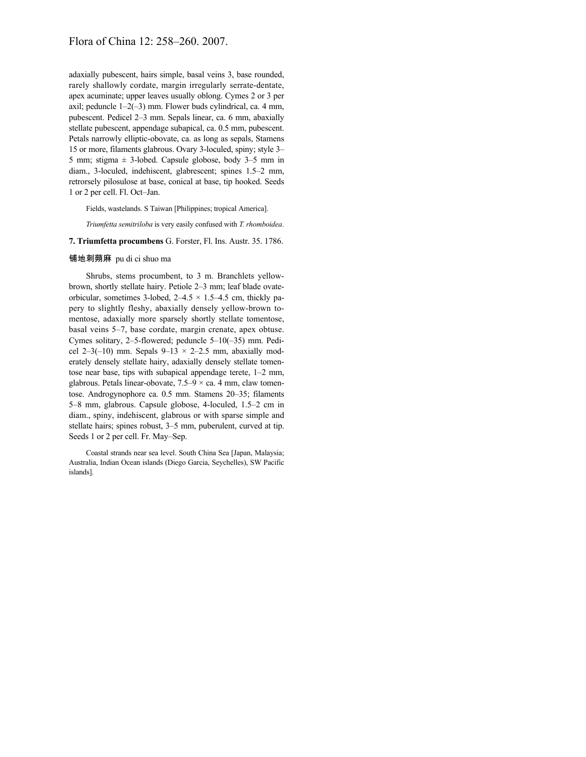adaxially pubescent, hairs simple, basal veins 3, base rounded, rarely shallowly cordate, margin irregularly serrate-dentate, apex acuminate; upper leaves usually oblong. Cymes 2 or 3 per axil; peduncle 1–2(–3) mm. Flower buds cylindrical, ca. 4 mm, pubescent. Pedicel 2–3 mm. Sepals linear, ca. 6 mm, abaxially stellate pubescent, appendage subapical, ca. 0.5 mm, pubescent. Petals narrowly elliptic-obovate, ca. as long as sepals, Stamens 15 or more, filaments glabrous. Ovary 3-loculed, spiny; style 3–5 mm; stigma ± 3-lobed. Capsule globose, body 3–5 mm in diam., 3-loculed, indehiscent, glabrescent; spines 1.5–2 mm, retrorsely pilosulose at base, conical at base, tip hooked. Seeds 1 or 2 per cell. Fl. Oct–Jan.

Fields, wastelands. S Taiwan [Philippines; tropical America].

*Triumfetta semitriloba* is very easily confused with *T. rhomboidea*.

**7. Triumfetta procumbens** G. Forster, Fl. Ins. Austr. 35. 1786.

铺地刺蒴麻 pu di ci shuo ma

Shrubs, stems procumbent, to 3 m. Branchlets yellow-brown, shortly stellate hairy. Petiole 2–3 mm; leaf blade ovate-orbicular, sometimes 3-lobed, 2–4.5 × 1.5–4.5 cm, thickly papery to slightly fleshy, abaxially densely yellow-brown tomentose, adaxially more sparsely shortly stellate tomentose, basal veins 5–7, base cordate, margin crenate, apex obtuse. Cymes solitary, 2–5-flowered; peduncle 5–10(–35) mm. Pedicel 2–3(–10) mm. Sepals 9–13 × 2–2.5 mm, abaxially moderately densely stellate hairy, adaxially densely stellate tomentose near base, tips with subapical appendage terete, 1–2 mm, glabrous. Petals linear-obovate, 7.5–9 × ca. 4 mm, claw tomentose. Androgynophore ca. 0.5 mm. Stamens 20–35; filaments 5–8 mm, glabrous. Capsule globose, 4-loculed, 1.5–2 cm in diam., spiny, indehiscent, glabrous or with sparse simple and stellate hairs; spines robust, 3–5 mm, puberulent, curved at tip. Seeds 1 or 2 per cell. Fr. May–Sep.

Coastal strands near sea level. South China Sea [Japan, Malaysia; Australia, Indian Ocean islands (Diego Garcia, Seychelles), SW Pacific islands].